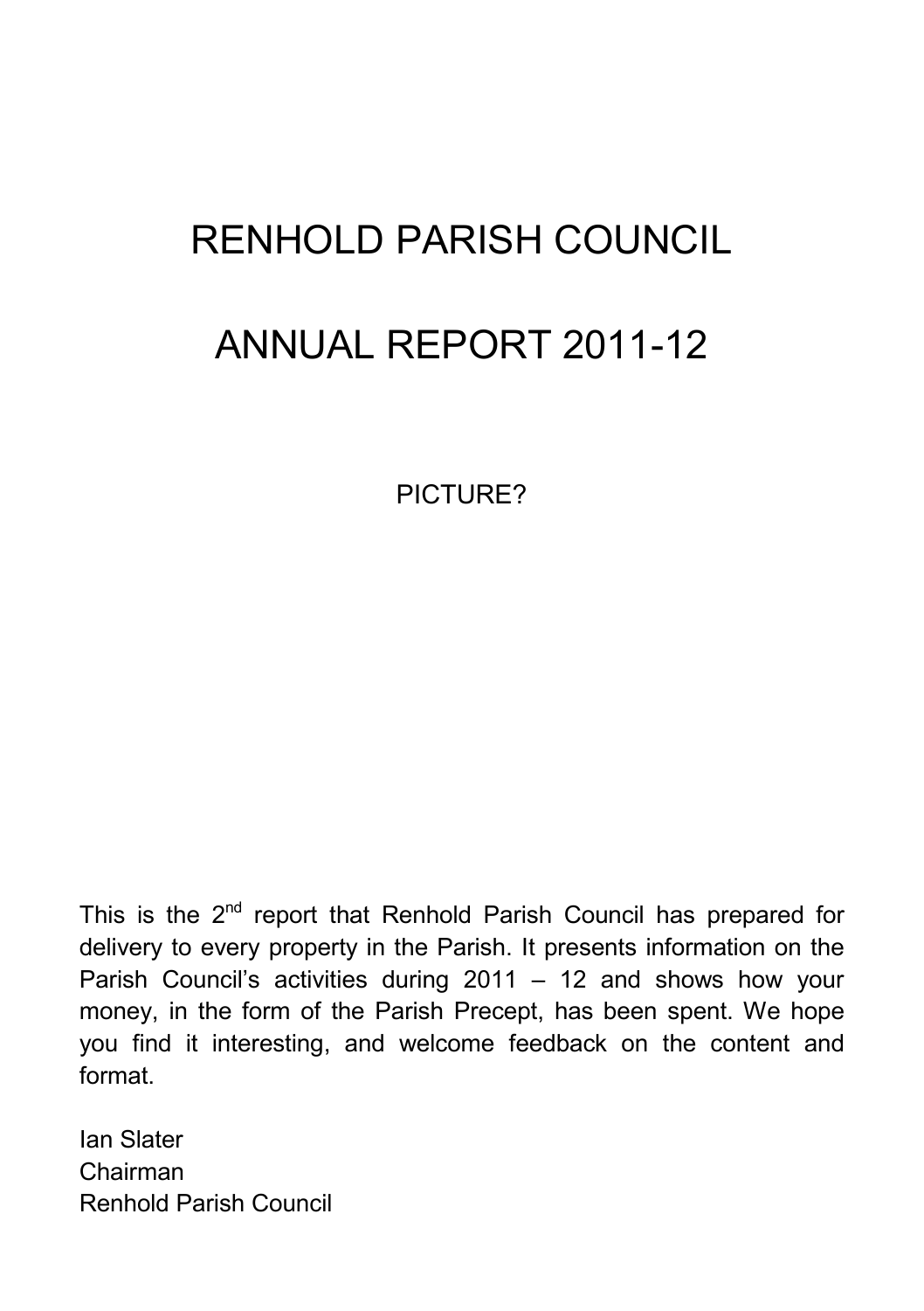# RENHOLD PARISH COUNCIL

# ANNUAL REPORT 2011-12

PICTURE?

This is the 2nd report that Renhold Parish Council has prepared for delivery to every property in the Parish. It presents information on the Parish Council's activities during 2011 – 12 and shows how your money, in the form of the Parish Precept, has been spent. We hope you find it interesting, and welcome feedback on the content and format.

Ian Slater
Chairman
Renhold Parish Council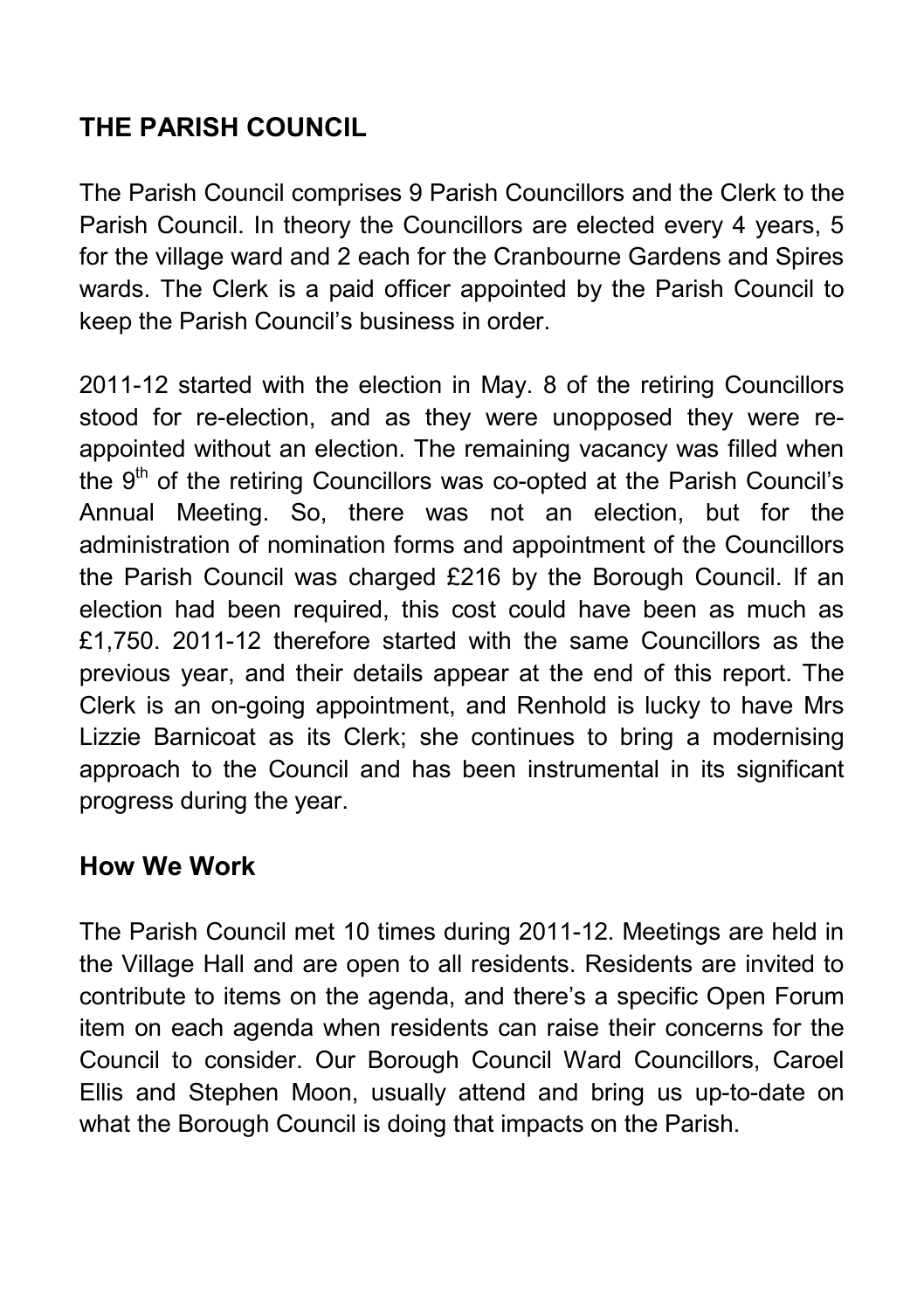## THE PARISH COUNCIL

The Parish Council comprises 9 Parish Councillors and the Clerk to the Parish Council. In theory the Councillors are elected every 4 years, 5 for the village ward and 2 each for the Cranbourne Gardens and Spires wards. The Clerk is a paid officer appointed by the Parish Council to keep the Parish Council's business in order.

2011-12 started with the election in May. 8 of the retiring Councillors stood for re-election, and as they were unopposed they were re-appointed without an election. The remaining vacancy was filled when the 9th of the retiring Councillors was co-opted at the Parish Council's Annual Meeting. So, there was not an election, but for the administration of nomination forms and appointment of the Councillors the Parish Council was charged £216 by the Borough Council. If an election had been required, this cost could have been as much as £1,750. 2011-12 therefore started with the same Councillors as the previous year, and their details appear at the end of this report. The Clerk is an on-going appointment, and Renhold is lucky to have Mrs Lizzie Barnicoat as its Clerk; she continues to bring a modernising approach to the Council and has been instrumental in its significant progress during the year.

### How We Work

The Parish Council met 10 times during 2011-12. Meetings are held in the Village Hall and are open to all residents. Residents are invited to contribute to items on the agenda, and there's a specific Open Forum item on each agenda when residents can raise their concerns for the Council to consider. Our Borough Council Ward Councillors, Caroel Ellis and Stephen Moon, usually attend and bring us up-to-date on what the Borough Council is doing that impacts on the Parish.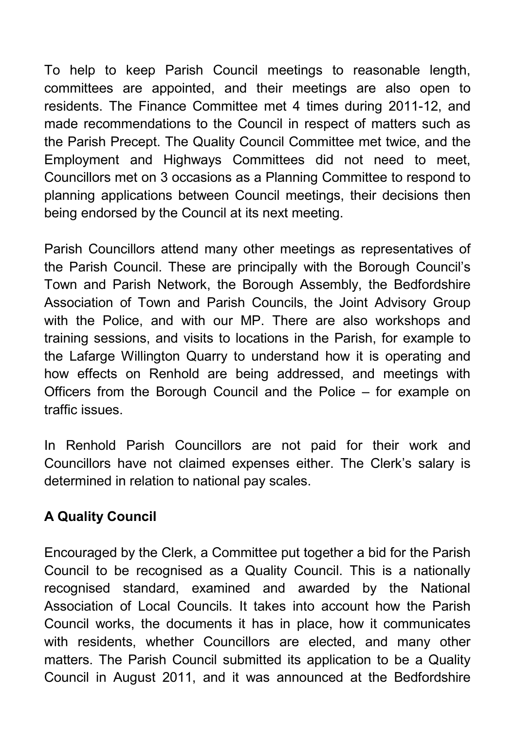To help to keep Parish Council meetings to reasonable length, committees are appointed, and their meetings are also open to residents. The Finance Committee met 4 times during 2011-12, and made recommendations to the Council in respect of matters such as the Parish Precept. The Quality Council Committee met twice, and the Employment and Highways Committees did not need to meet, Councillors met on 3 occasions as a Planning Committee to respond to planning applications between Council meetings, their decisions then being endorsed by the Council at its next meeting.

Parish Councillors attend many other meetings as representatives of the Parish Council. These are principally with the Borough Council's Town and Parish Network, the Borough Assembly, the Bedfordshire Association of Town and Parish Councils, the Joint Advisory Group with the Police, and with our MP. There are also workshops and training sessions, and visits to locations in the Parish, for example to the Lafarge Willington Quarry to understand how it is operating and how effects on Renhold are being addressed, and meetings with Officers from the Borough Council and the Police – for example on traffic issues.

In Renhold Parish Councillors are not paid for their work and Councillors have not claimed expenses either. The Clerk's salary is determined in relation to national pay scales.

**A Quality Council**

Encouraged by the Clerk, a Committee put together a bid for the Parish Council to be recognised as a Quality Council. This is a nationally recognised standard, examined and awarded by the National Association of Local Councils. It takes into account how the Parish Council works, the documents it has in place, how it communicates with residents, whether Councillors are elected, and many other matters. The Parish Council submitted its application to be a Quality Council in August 2011, and it was announced at the Bedfordshire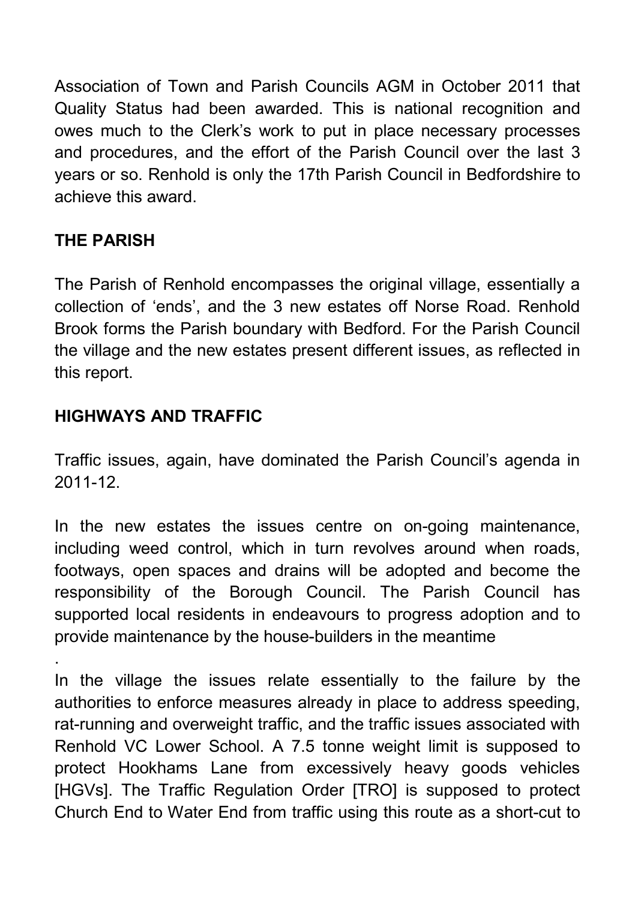Association of Town and Parish Councils AGM in October 2011 that Quality Status had been awarded. This is national recognition and owes much to the Clerk's work to put in place necessary processes and procedures, and the effort of the Parish Council over the last 3 years or so. Renhold is only the 17th Parish Council in Bedfordshire to achieve this award.

## THE PARISH

The Parish of Renhold encompasses the original village, essentially a collection of 'ends', and the 3 new estates off Norse Road. Renhold Brook forms the Parish boundary with Bedford. For the Parish Council the village and the new estates present different issues, as reflected in this report.

## HIGHWAYS AND TRAFFIC

Traffic issues, again, have dominated the Parish Council's agenda in 2011-12.

In the new estates the issues centre on on-going maintenance, including weed control, which in turn revolves around when roads, footways, open spaces and drains will be adopted and become the responsibility of the Borough Council. The Parish Council has supported local residents in endeavours to progress adoption and to provide maintenance by the house-builders in the meantime

.

In the village the issues relate essentially to the failure by the authorities to enforce measures already in place to address speeding, rat-running and overweight traffic, and the traffic issues associated with Renhold VC Lower School. A 7.5 tonne weight limit is supposed to protect Hookhams Lane from excessively heavy goods vehicles [HGVs]. The Traffic Regulation Order [TRO] is supposed to protect Church End to Water End from traffic using this route as a short-cut to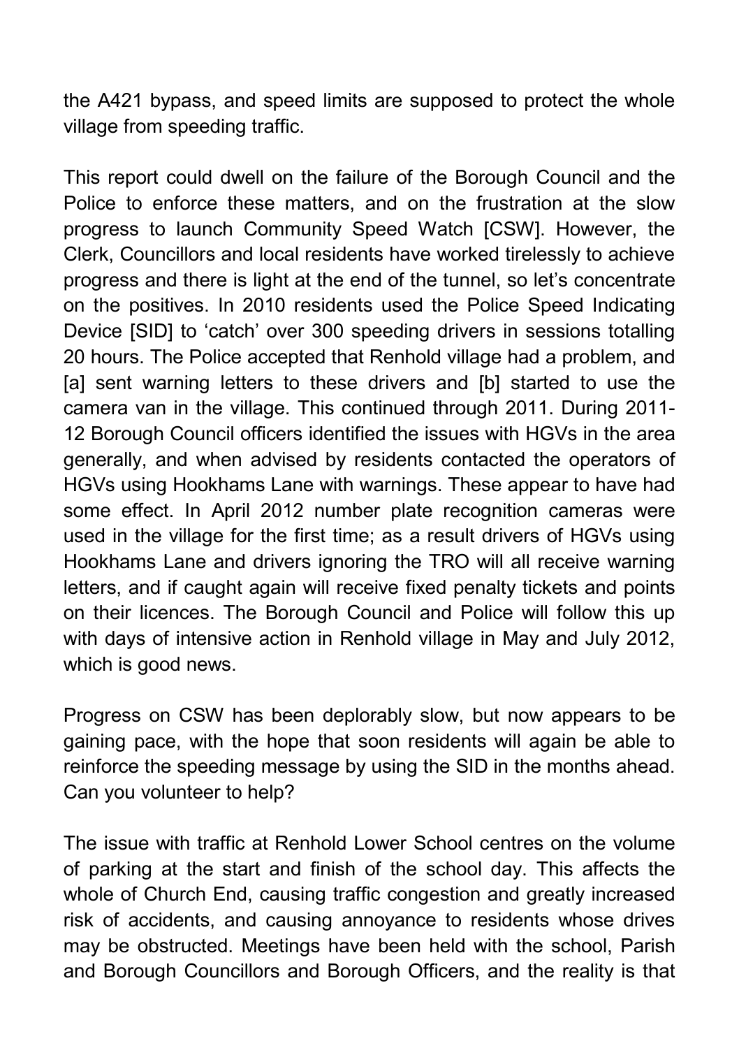the A421 bypass, and speed limits are supposed to protect the whole village from speeding traffic.

This report could dwell on the failure of the Borough Council and the Police to enforce these matters, and on the frustration at the slow progress to launch Community Speed Watch [CSW]. However, the Clerk, Councillors and local residents have worked tirelessly to achieve progress and there is light at the end of the tunnel, so let's concentrate on the positives. In 2010 residents used the Police Speed Indicating Device [SID] to 'catch' over 300 speeding drivers in sessions totalling 20 hours. The Police accepted that Renhold village had a problem, and [a] sent warning letters to these drivers and [b] started to use the camera van in the village. This continued through 2011. During 2011-12 Borough Council officers identified the issues with HGVs in the area generally, and when advised by residents contacted the operators of HGVs using Hookhams Lane with warnings. These appear to have had some effect. In April 2012 number plate recognition cameras were used in the village for the first time; as a result drivers of HGVs using Hookhams Lane and drivers ignoring the TRO will all receive warning letters, and if caught again will receive fixed penalty tickets and points on their licences. The Borough Council and Police will follow this up with days of intensive action in Renhold village in May and July 2012, which is good news.

Progress on CSW has been deplorably slow, but now appears to be gaining pace, with the hope that soon residents will again be able to reinforce the speeding message by using the SID in the months ahead. Can you volunteer to help?

The issue with traffic at Renhold Lower School centres on the volume of parking at the start and finish of the school day. This affects the whole of Church End, causing traffic congestion and greatly increased risk of accidents, and causing annoyance to residents whose drives may be obstructed. Meetings have been held with the school, Parish and Borough Councillors and Borough Officers, and the reality is that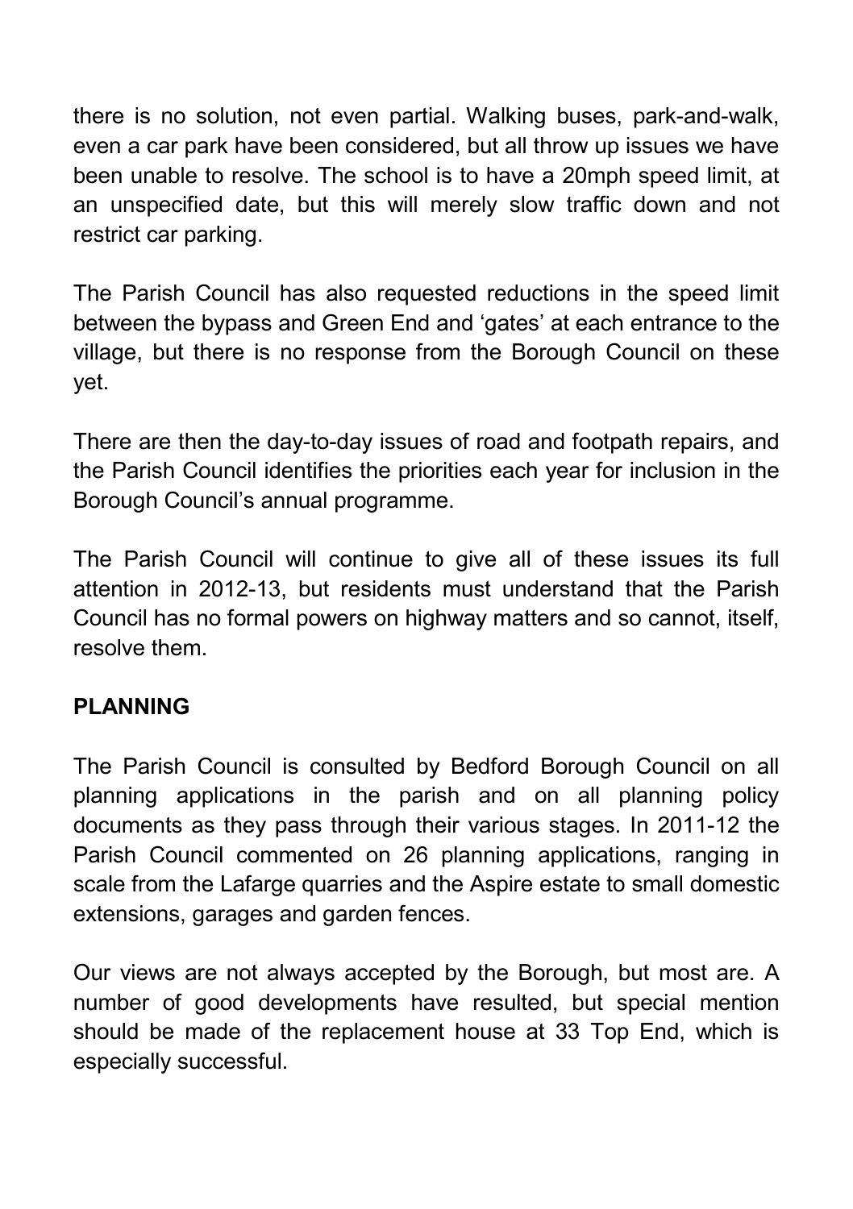there is no solution, not even partial. Walking buses, park-and-walk, even a car park have been considered, but all throw up issues we have been unable to resolve. The school is to have a 20mph speed limit, at an unspecified date, but this will merely slow traffic down and not restrict car parking.

The Parish Council has also requested reductions in the speed limit between the bypass and Green End and 'gates' at each entrance to the village, but there is no response from the Borough Council on these yet.

There are then the day-to-day issues of road and footpath repairs, and the Parish Council identifies the priorities each year for inclusion in the Borough Council's annual programme.

The Parish Council will continue to give all of these issues its full attention in 2012-13, but residents must understand that the Parish Council has no formal powers on highway matters and so cannot, itself, resolve them.

**PLANNING**

The Parish Council is consulted by Bedford Borough Council on all planning applications in the parish and on all planning policy documents as they pass through their various stages. In 2011-12 the Parish Council commented on 26 planning applications, ranging in scale from the Lafarge quarries and the Aspire estate to small domestic extensions, garages and garden fences.

Our views are not always accepted by the Borough, but most are. A number of good developments have resulted, but special mention should be made of the replacement house at 33 Top End, which is especially successful.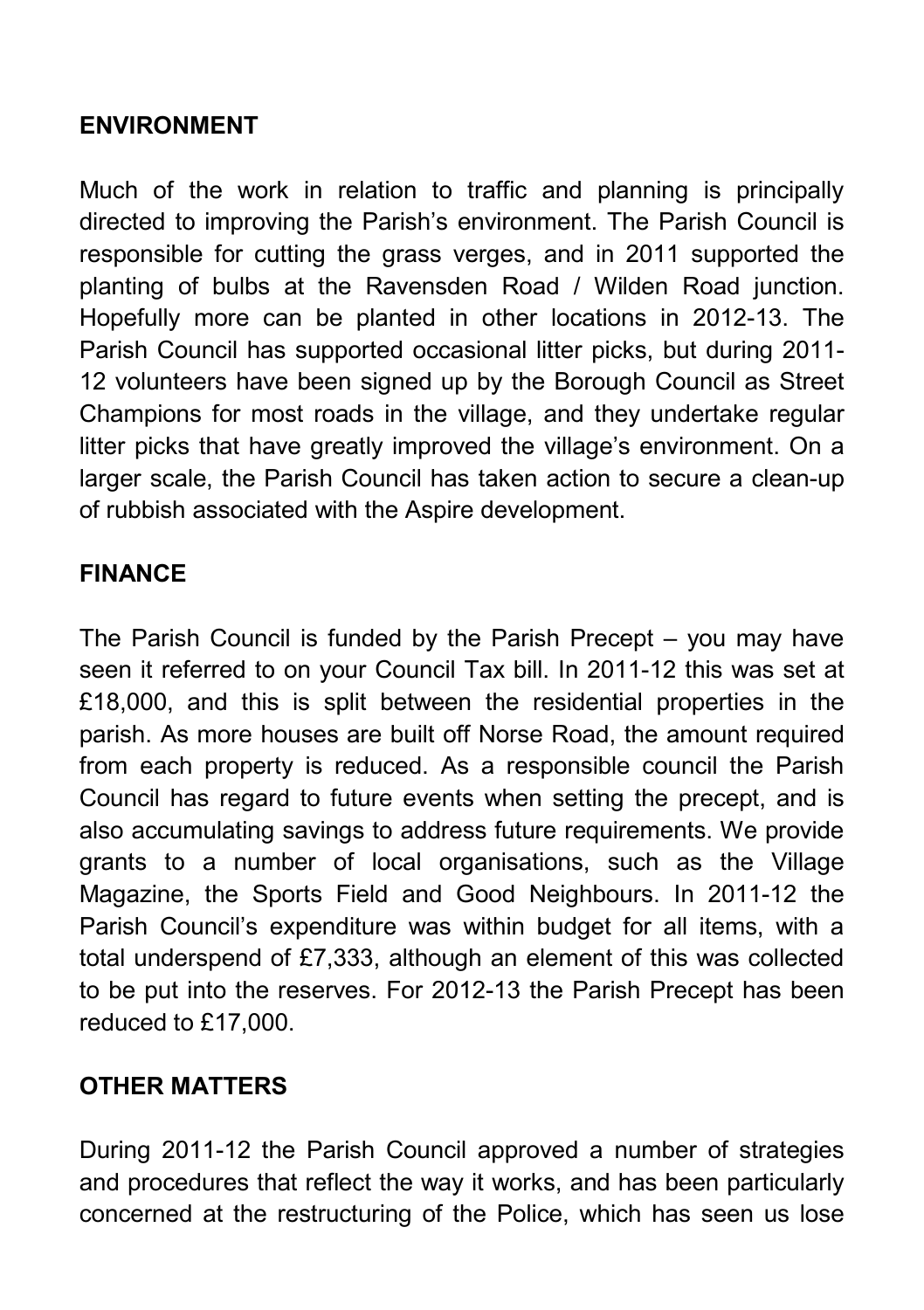## ENVIRONMENT

Much of the work in relation to traffic and planning is principally directed to improving the Parish's environment. The Parish Council is responsible for cutting the grass verges, and in 2011 supported the planting of bulbs at the Ravensden Road / Wilden Road junction. Hopefully more can be planted in other locations in 2012-13. The Parish Council has supported occasional litter picks, but during 2011-12 volunteers have been signed up by the Borough Council as Street Champions for most roads in the village, and they undertake regular litter picks that have greatly improved the village's environment. On a larger scale, the Parish Council has taken action to secure a clean-up of rubbish associated with the Aspire development.

## FINANCE

The Parish Council is funded by the Parish Precept – you may have seen it referred to on your Council Tax bill. In 2011-12 this was set at £18,000, and this is split between the residential properties in the parish. As more houses are built off Norse Road, the amount required from each property is reduced. As a responsible council the Parish Council has regard to future events when setting the precept, and is also accumulating savings to address future requirements. We provide grants to a number of local organisations, such as the Village Magazine, the Sports Field and Good Neighbours. In 2011-12 the Parish Council's expenditure was within budget for all items, with a total underspend of £7,333, although an element of this was collected to be put into the reserves. For 2012-13 the Parish Precept has been reduced to £17,000.

## OTHER MATTERS

During 2011-12 the Parish Council approved a number of strategies and procedures that reflect the way it works, and has been particularly concerned at the restructuring of the Police, which has seen us lose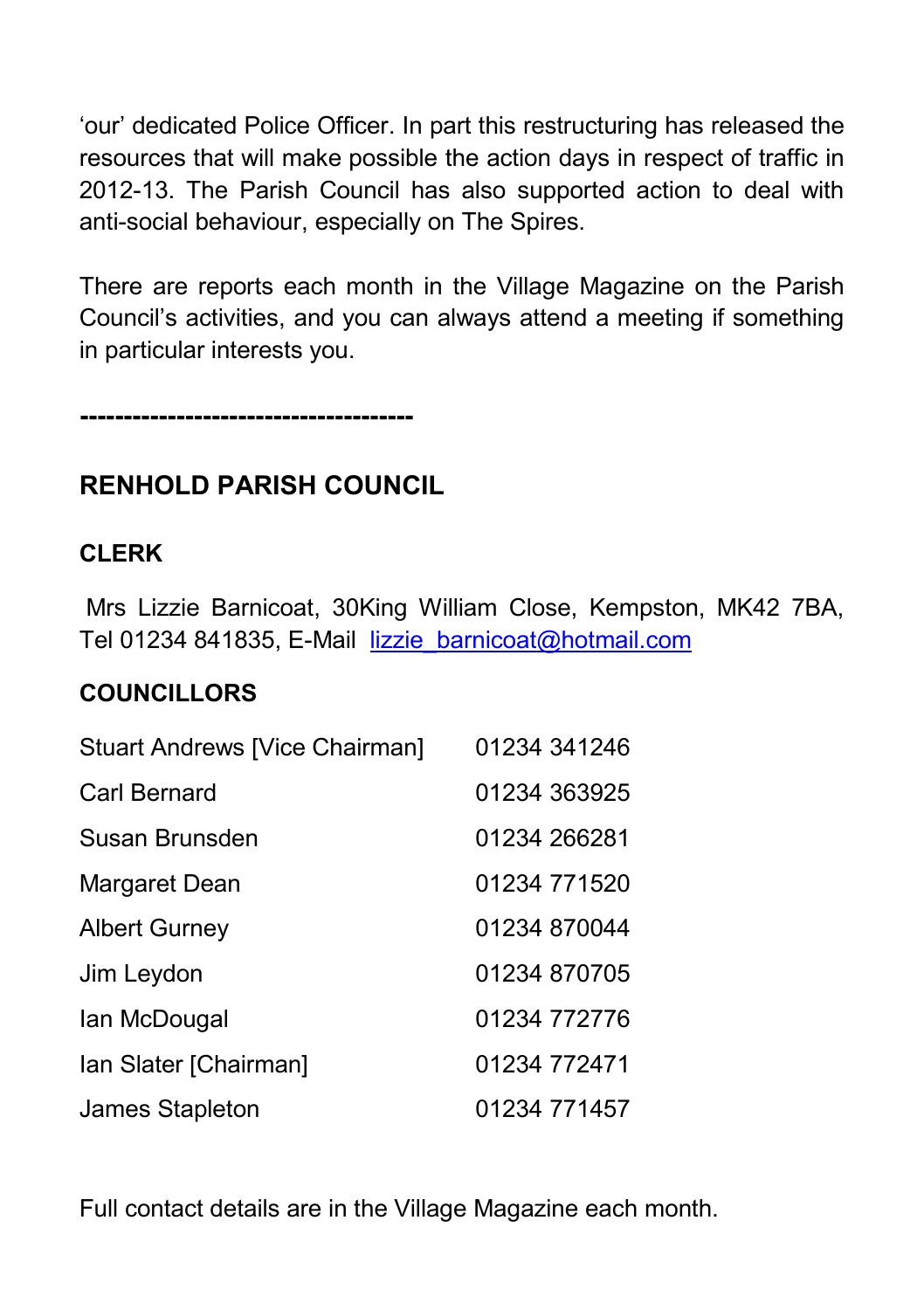'our' dedicated Police Officer. In part this restructuring has released the resources that will make possible the action days in respect of traffic in 2012-13. The Parish Council has also supported action to deal with anti-social behaviour, especially on The Spires.

There are reports each month in the Village Magazine on the Parish Council's activities, and you can always attend a meeting if something in particular interests you.

**--------------------------------------**

## RENHOLD PARISH COUNCIL

### CLERK

Mrs Lizzie Barnicoat, 30King William Close, Kempston, MK42 7BA, Tel 01234 841835, E-Mail lizzie_barnicoat@hotmail.com

### COUNCILLORS

| | |
|---|---|
| Stuart Andrews [Vice Chairman] | 01234 341246 |
| Carl Bernard | 01234 363925 |
| Susan Brunsden | 01234 266281 |
| Margaret Dean | 01234 771520 |
| Albert Gurney | 01234 870044 |
| Jim Leydon | 01234 870705 |
| Ian McDougal | 01234 772776 |
| Ian Slater [Chairman] | 01234 772471 |
| James Stapleton | 01234 771457 |

Full contact details are in the Village Magazine each month.